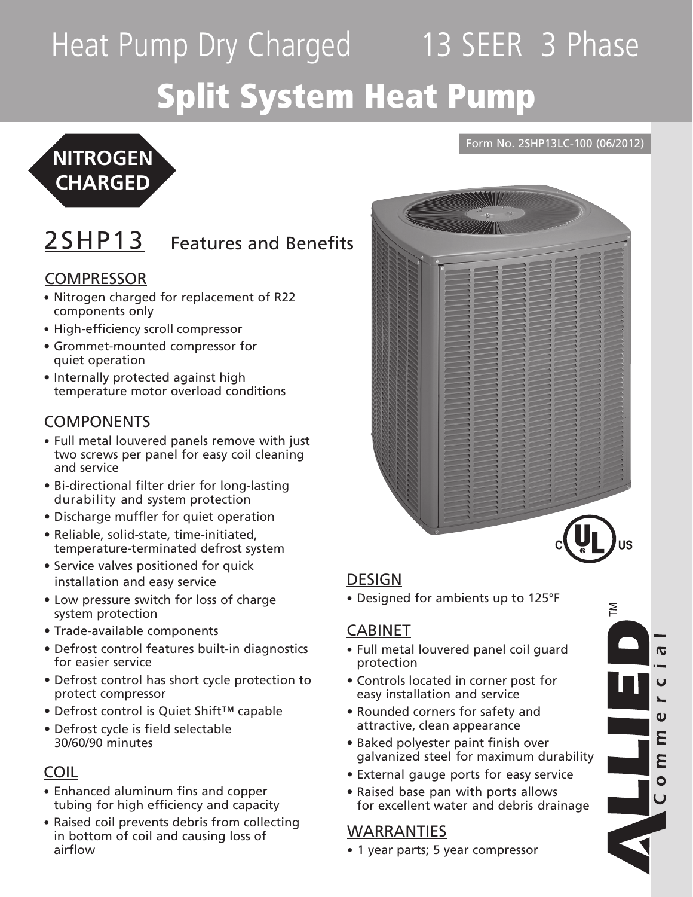# Heat Pump Dry Charged 13 SEER 3 Phase

# Split System Heat Pump

Form No. 2SHP13LC-100 (06/2012)

**NITROGEN CHARGED**

## 2SHP13 Features and Benefits

### COMPRESSOR

- Nitrogen charged for replacement of R22 components only
- High-efficiency scroll compressor
- Grommet-mounted compressor for quiet operation
- Internally protected against high temperature motor overload conditions

### COMPONENTS

- Full metal louvered panels remove with just two screws per panel for easy coil cleaning and service
- Bi-directional filter drier for long-lasting durability and system protection
- Discharge muffler for quiet operation
- Reliable, solid-state, time-initiated, temperature-terminated defrost system
- Service valves positioned for quick installation and easy service
- Low pressure switch for loss of charge system protection
- Trade-available components
- Defrost control features built-in diagnostics for easier service
- Defrost control has short cycle protection to protect compressor
- Defrost control is Quiet Shift™ capable
- Defrost cycle is field selectable 30/60/90 minutes

### COIL

- Enhanced aluminum fins and copper tubing for high efficiency and capacity
- Raised coil prevents debris from collecting in bottom of coil and causing loss of airflow

### DESIGN

- Designed for ambients up to 125°F

### CABINET

- Full metal louvered panel coil guard protection
- Controls located in corner post for easy installation and service
- Rounded corners for safety and attractive, clean appearance
- Baked polyester paint finish over galvanized steel for maximum durability
- External gauge ports for easy service
- Raised base pan with ports allows for excellent water and debris drainage

### WARRANTIES

- 1 year parts; 5 year compressor

ALLIED™ Commercial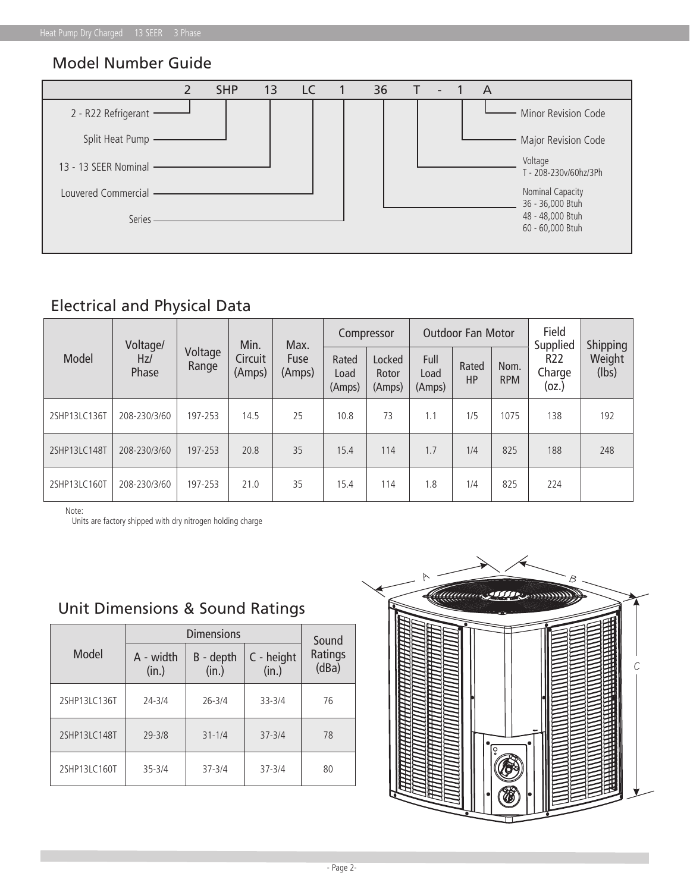## Model Number Guide

| 2 | SHP | 13 | LC | 1 | 36 | T | - | 1 | A |
|---|---|---|---|---|---|---|---|---|---|

- 2 - R22 Refrigerant
- Split Heat Pump
- 13 - 13 SEER Nominal
- Louvered Commercial
- Series
- Nominal Capacity
  - 36 - 36,000 Btuh
  - 48 - 48,000 Btuh
  - 60 - 60,000 Btuh
- Voltage
  - T - 208-230v/60hz/3Ph
- Major Revision Code
- Minor Revision Code

## Electrical and Physical Data

| Model | Voltage/ Hz/ Phase | Voltage Range | Min. Circuit (Amps) | Max. Fuse (Amps) | Compressor | | Outdoor Fan Motor | | | Field Supplied R22 Charge (oz.) | Shipping Weight (lbs) |
|---|---|---|---|---|---|---|---|---|---|---|---|
| | | | | | Rated Load (Amps) | Locked Rotor (Amps) | Full Load (Amps) | Rated HP | Nom. RPM | | |
| 2SHP13LC136T | 208-230/3/60 | 197-253 | 14.5 | 25 | 10.8 | 73 | 1.1 | 1/5 | 1075 | 138 | 192 |
| 2SHP13LC148T | 208-230/3/60 | 197-253 | 20.8 | 35 | 15.4 | 114 | 1.7 | 1/4 | 825 | 188 | 248 |
| 2SHP13LC160T | 208-230/3/60 | 197-253 | 21.0 | 35 | 15.4 | 114 | 1.8 | 1/4 | 825 | 224 | |

Note:
Units are factory shipped with dry nitrogen holding charge

## Unit Dimensions & Sound Ratings

| Model | Dimensions | | | Sound Ratings (dBa) |
|---|---|---|---|---|
| | A - width (in.) | B - depth (in.) | C - height (in.) | |
| 2SHP13LC136T | 24-3/4 | 26-3/4 | 33-3/4 | 76 |
| 2SHP13LC148T | 29-3/8 | 31-1/4 | 37-3/4 | 78 |
| 2SHP13LC160T | 35-3/4 | 37-3/4 | 37-3/4 | 80 |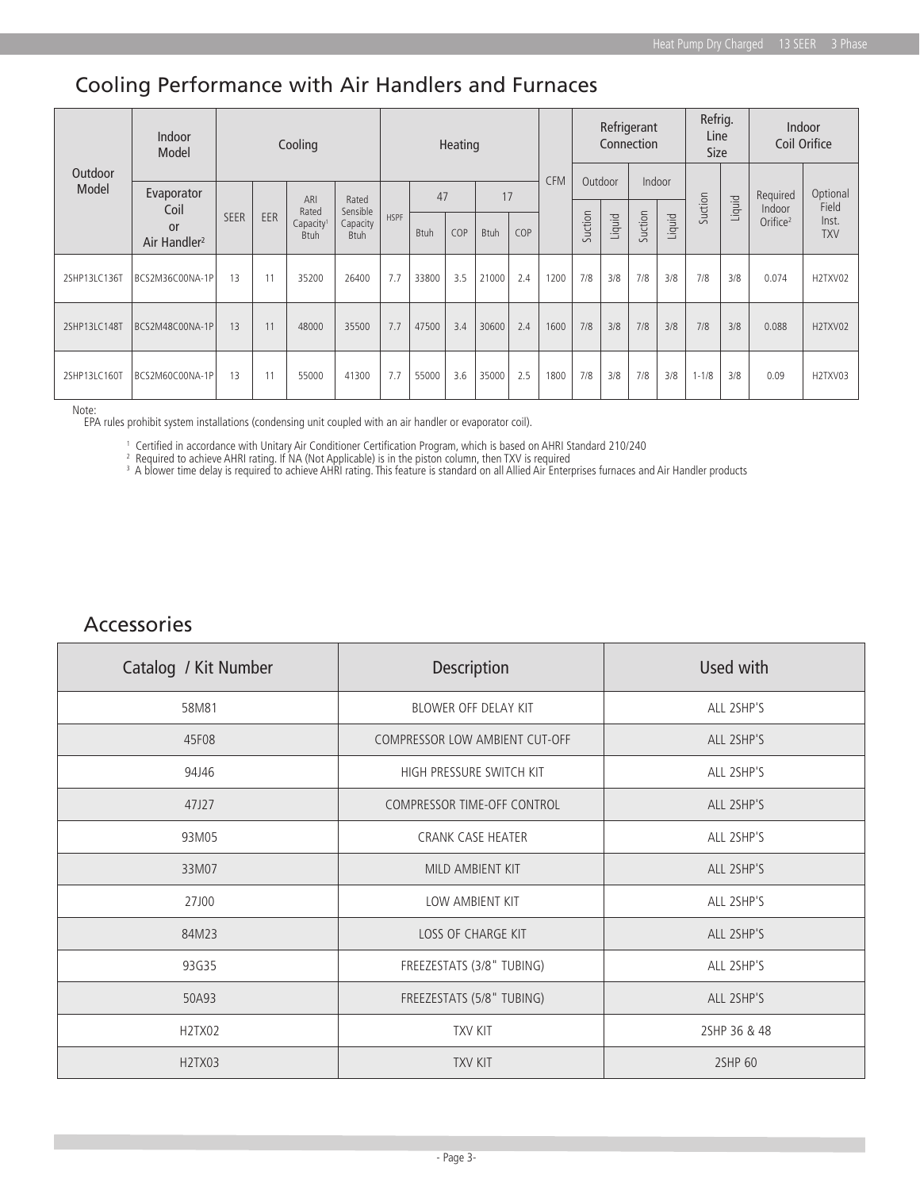## Cooling Performance with Air Handlers and Furnaces

| Outdoor Model | Indoor Model | Cooling | | | | Heating | | | | | CFM | Refrigerant Connection | | | | Refrig. Line Size | | Indoor Coil Orifice | |
|---|---|---|---|---|---|---|---|---|---|---|---|---|---|---|---|---|---|---|---|
| | Evaporator Coil or Air Handler[2] | SEER | EER | ARI Rated Capacity[1] Btuh | Rated Sensible Capacity Btuh | HSPF | 47 | | 17 | | | Outdoor | | Indoor | | Suction | Liquid | Required Indoor Orifice[2] | Optional Field Inst. TXV |
| | | | | | | | Btuh | COP | Btuh | COP | | Suction | Liquid | Suction | Liquid | | | | |
| 2SHP13LC136T | BCS2M36C00NA-1P | 13 | 11 | 35200 | 26400 | 7.7 | 33800 | 3.5 | 21000 | 2.4 | 1200 | 7/8 | 3/8 | 7/8 | 3/8 | 7/8 | 3/8 | 0.074 | H2TXV02 |
| 2SHP13LC148T | BCS2M48C00NA-1P | 13 | 11 | 48000 | 35500 | 7.7 | 47500 | 3.4 | 30600 | 2.4 | 1600 | 7/8 | 3/8 | 7/8 | 3/8 | 7/8 | 3/8 | 0.088 | H2TXV02 |
| 2SHP13LC160T | BCS2M60C00NA-1P | 13 | 11 | 55000 | 41300 | 7.7 | 55000 | 3.6 | 35000 | 2.5 | 1800 | 7/8 | 3/8 | 7/8 | 3/8 | 1-1/8 | 3/8 | 0.09 | H2TXV03 |

Note:
EPA rules prohibit system installations (condensing unit coupled with an air handler or evaporator coil).

[1] Certified in accordance with Unitary Air Conditioner Certification Program, which is based on AHRI Standard 210/240
[2] Required to achieve AHRI rating. If NA (Not Applicable) is in the piston column, then TXV is required
[3] A blower time delay is required to achieve AHRI rating. This feature is standard on all Allied Air Enterprises furnaces and Air Handler products

## Accessories

| Catalog / Kit Number | Description | Used with |
|---|---|---|
| 58M81 | BLOWER OFF DELAY KIT | ALL 2SHP'S |
| 45F08 | COMPRESSOR LOW AMBIENT CUT-OFF | ALL 2SHP'S |
| 94J46 | HIGH PRESSURE SWITCH KIT | ALL 2SHP'S |
| 47J27 | COMPRESSOR TIME-OFF CONTROL | ALL 2SHP'S |
| 93M05 | CRANK CASE HEATER | ALL 2SHP'S |
| 33M07 | MILD AMBIENT KIT | ALL 2SHP'S |
| 27J00 | LOW AMBIENT KIT | ALL 2SHP'S |
| 84M23 | LOSS OF CHARGE KIT | ALL 2SHP'S |
| 93G35 | FREEZESTATS (3/8" TUBING) | ALL 2SHP'S |
| 50A93 | FREEZESTATS (5/8" TUBING) | ALL 2SHP'S |
| H2TX02 | TXV KIT | 2SHP 36 & 48 |
| H2TX03 | TXV KIT | 2SHP 60 |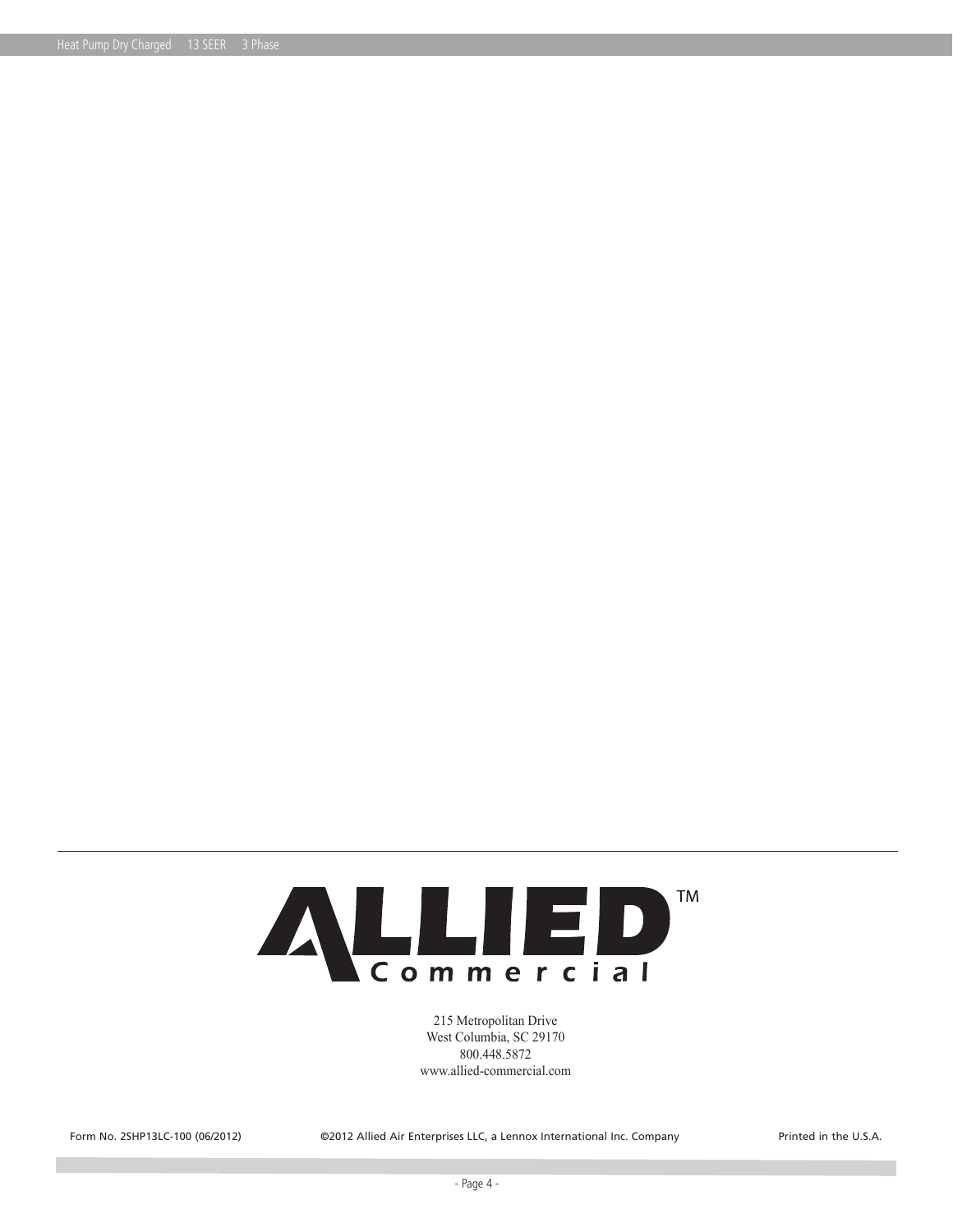ALLIED™ Commercial

215 Metropolitan Drive
West Columbia, SC 29170
800.448.5872
www.allied-commercial.com

Form No. 2SHP13LC-100 (06/2012) ©2012 Allied Air Enterprises LLC, a Lennox International Inc. Company Printed in the U.S.A.